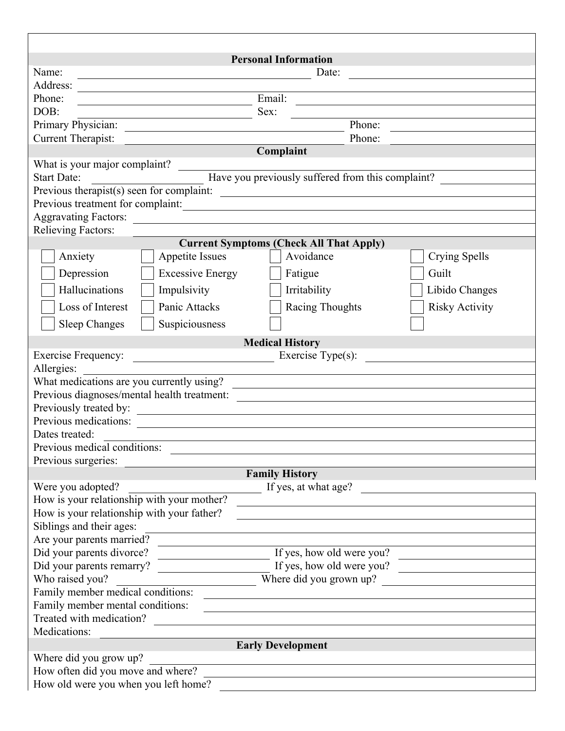## Personal Information

Name: ______________________ Date: ______________________

Address: ______________________

Phone: ______________________ Email: ______________________

DOB: ______________________ Sex: ______________________

Primary Physician: ______________________ Phone: ______________________

Current Therapist: ______________________ Phone: ______________________

## Complaint

What is your major complaint? ______________________

Start Date: ______________ Have you previously suffered from this complaint? ______________

Previous therapist(s) seen for complaint: ______________________

Previous treatment for complaint: ______________________

Aggravating Factors: ______________________

Relieving Factors: ______________________

## Current Symptoms (Check All That Apply)

| | | | |
|---|---|---|---|
| ☐ Anxiety | ☐ Appetite Issues | ☐ Avoidance | ☐ Crying Spells |
| ☐ Depression | ☐ Excessive Energy | ☐ Fatigue | ☐ Guilt |
| ☐ Hallucinations | ☐ Impulsivity | ☐ Irritability | ☐ Libido Changes |
| ☐ Loss of Interest | ☐ Panic Attacks | ☐ Racing Thoughts | ☐ Risky Activity |
| ☐ Sleep Changes | ☐ Suspiciousness | ☐ | ☐ |

## Medical History

Exercise Frequency: ______________ Exercise Type(s): ______________

Allergies: ______________________

What medications are you currently using? ______________________

Previous diagnoses/mental health treatment: ______________________

Previously treated by: ______________________

Previous medications: ______________________

Dates treated: ______________________

Previous medical conditions: ______________________

Previous surgeries: ______________________

## Family History

Were you adopted? ______________ If yes, at what age? ______________

How is your relationship with your mother? ______________________

How is your relationship with your father? ______________________

Siblings and their ages: ______________________

Are your parents married? ______________________

Did your parents divorce? ______________ If yes, how old were you? ______________

Did your parents remarry? ______________ If yes, how old were you? ______________

Who raised you? ______________ Where did you grown up? ______________

Family member medical conditions: ______________________

Family member mental conditions: ______________________

Treated with medication? ______________________

Medications: ______________________

## Early Development

Where did you grow up? ______________________

How often did you move and where? ______________________

How old were you when you left home? ______________________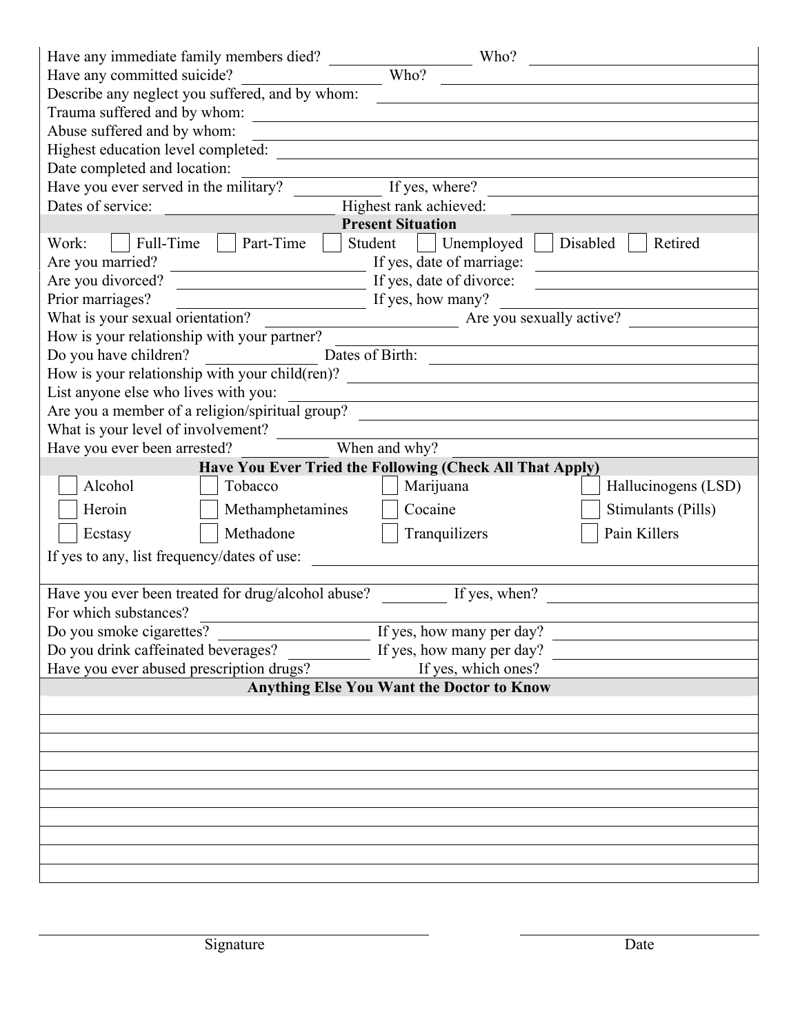Have any immediate family members died? ______________ Who? ______________

Have any committed suicide? ______________ Who? ______________

Describe any neglect you suffered, and by whom: ______________

Trauma suffered and by whom: ______________

Abuse suffered and by whom: ______________

Highest education level completed: ______________

Date completed and location: ______________

Have you ever served in the military? __________ If yes, where? ______________

Dates of service: ______________ Highest rank achieved: ______________

## Present Situation

Work: ☐ Full-Time ☐ Part-Time ☐ Student ☐ Unemployed ☐ Disabled ☐ Retired

Are you married? ______________ If yes, date of marriage: ______________

Are you divorced? ______________ If yes, date of divorce: ______________

Prior marriages? ______________ If yes, how many? ______________

What is your sexual orientation? ______________ Are you sexually active? __________

How is your relationship with your partner? ______________

Do you have children? __________ Dates of Birth: ______________

How is your relationship with your child(ren)? ______________

List anyone else who lives with you: ______________

Are you a member of a religion/spiritual group? ______________

What is your level of involvement? ______________

Have you ever been arrested? __________ When and why? ______________

## Have You Ever Tried the Following (Check All That Apply)

| | | | |
|---|---|---|---|
| ☐ Alcohol | ☐ Tobacco | ☐ Marijuana | ☐ Hallucinogens (LSD) |
| ☐ Heroin | ☐ Methamphetamines | ☐ Cocaine | ☐ Stimulants (Pills) |
| ☐ Ecstasy | ☐ Methadone | ☐ Tranquilizers | ☐ Pain Killers |

If yes to any, list frequency/dates of use: ______________

Have you ever been treated for drug/alcohol abuse? __________ If yes, when? ______________

For which substances? ______________

Do you smoke cigarettes? ______________ If yes, how many per day? ______________

Do you drink caffeinated beverages? __________ If yes, how many per day? ______________

Have you ever abused prescription drugs? __________ If yes, which ones? ______________

## Anything Else You Want the Doctor to Know

______________

______________ ______________

Signature Date